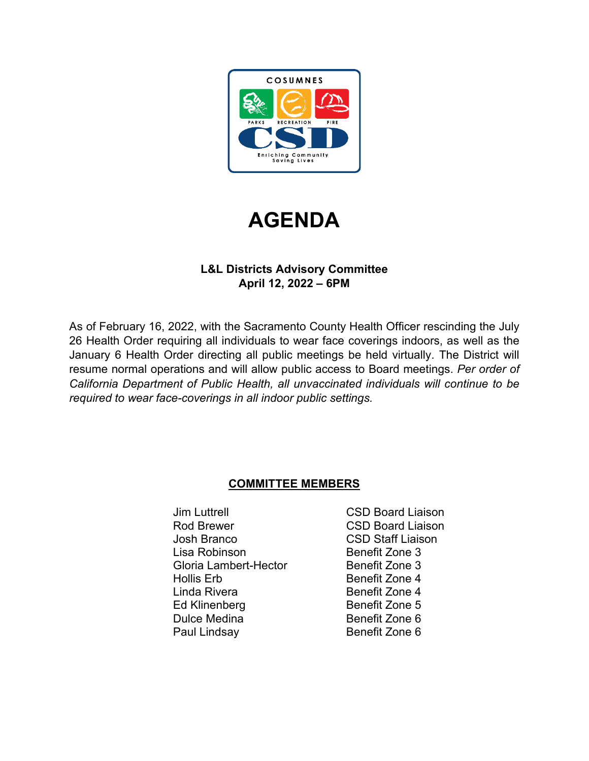# AGENDA

**L&L Districts Advisory Committee**
**April 12, 2022 – 6PM**

As of February 16, 2022, with the Sacramento County Health Officer rescinding the July 26 Health Order requiring all individuals to wear face coverings indoors, as well as the January 6 Health Order directing all public meetings be held virtually. The District will resume normal operations and will allow public access to Board meetings. *Per order of California Department of Public Health, all unvaccinated individuals will continue to be required to wear face-coverings in all indoor public settings.*

## COMMITTEE MEMBERS

| | |
|---|---|
| Jim Luttrell | CSD Board Liaison |
| Rod Brewer | CSD Board Liaison |
| Josh Branco | CSD Staff Liaison |
| Lisa Robinson | Benefit Zone 3 |
| Gloria Lambert-Hector | Benefit Zone 3 |
| Hollis Erb | Benefit Zone 4 |
| Linda Rivera | Benefit Zone 4 |
| Ed Klinenberg | Benefit Zone 5 |
| Dulce Medina | Benefit Zone 6 |
| Paul Lindsay | Benefit Zone 6 |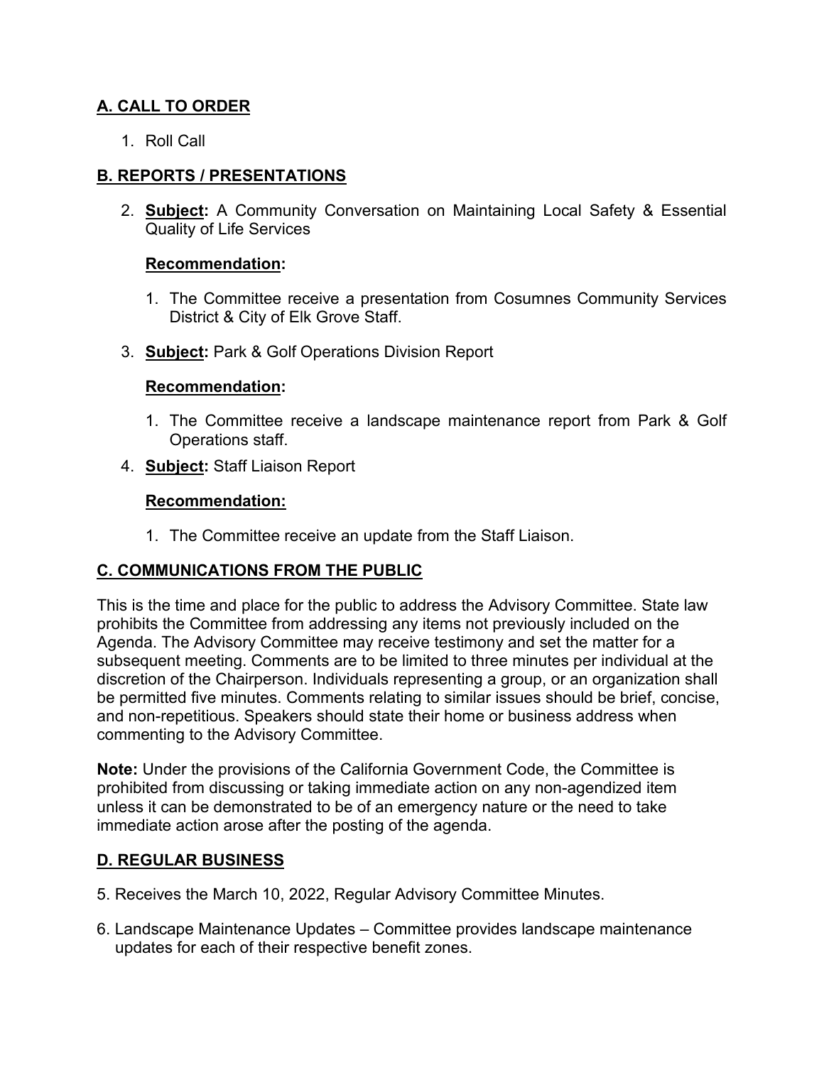## A. CALL TO ORDER

1. Roll Call

## B. REPORTS / PRESENTATIONS

2. **Subject:** A Community Conversation on Maintaining Local Safety & Essential Quality of Life Services

   **Recommendation:**

   1. The Committee receive a presentation from Cosumnes Community Services District & City of Elk Grove Staff.

3. **Subject:** Park & Golf Operations Division Report

   **Recommendation:**

   1. The Committee receive a landscape maintenance report from Park & Golf Operations staff.

4. **Subject:** Staff Liaison Report

   **Recommendation:**

   1. The Committee receive an update from the Staff Liaison.

## C. COMMUNICATIONS FROM THE PUBLIC

This is the time and place for the public to address the Advisory Committee. State law prohibits the Committee from addressing any items not previously included on the Agenda. The Advisory Committee may receive testimony and set the matter for a subsequent meeting. Comments are to be limited to three minutes per individual at the discretion of the Chairperson. Individuals representing a group, or an organization shall be permitted five minutes. Comments relating to similar issues should be brief, concise, and non-repetitious. Speakers should state their home or business address when commenting to the Advisory Committee.

**Note:** Under the provisions of the California Government Code, the Committee is prohibited from discussing or taking immediate action on any non-agendized item unless it can be demonstrated to be of an emergency nature or the need to take immediate action arose after the posting of the agenda.

## D. REGULAR BUSINESS

5. Receives the March 10, 2022, Regular Advisory Committee Minutes.

6. Landscape Maintenance Updates – Committee provides landscape maintenance updates for each of their respective benefit zones.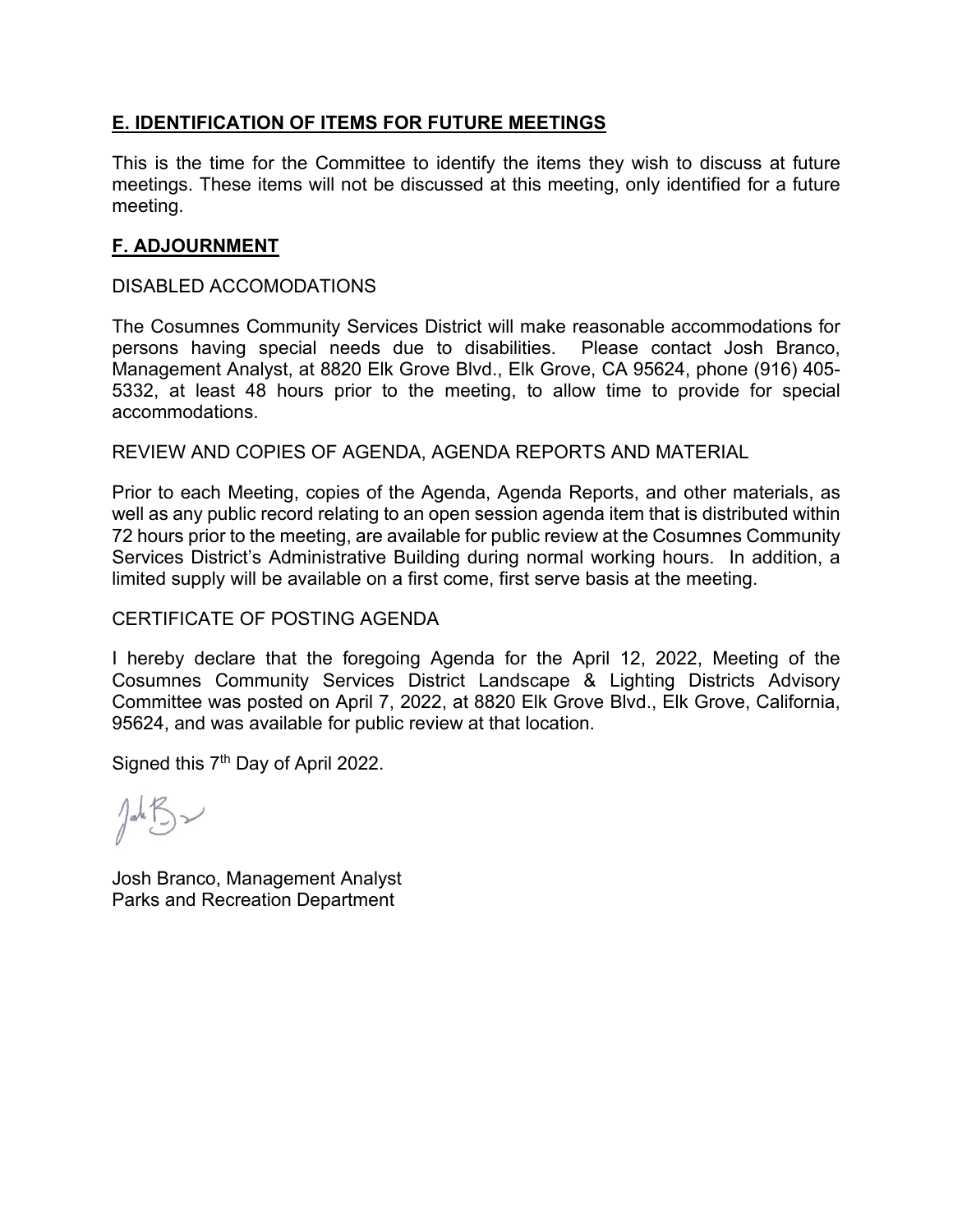## E. IDENTIFICATION OF ITEMS FOR FUTURE MEETINGS

This is the time for the Committee to identify the items they wish to discuss at future meetings. These items will not be discussed at this meeting, only identified for a future meeting.

## F. ADJOURNMENT

DISABLED ACCOMODATIONS

The Cosumnes Community Services District will make reasonable accommodations for persons having special needs due to disabilities. Please contact Josh Branco, Management Analyst, at 8820 Elk Grove Blvd., Elk Grove, CA 95624, phone (916) 405-5332, at least 48 hours prior to the meeting, to allow time to provide for special accommodations.

REVIEW AND COPIES OF AGENDA, AGENDA REPORTS AND MATERIAL

Prior to each Meeting, copies of the Agenda, Agenda Reports, and other materials, as well as any public record relating to an open session agenda item that is distributed within 72 hours prior to the meeting, are available for public review at the Cosumnes Community Services District's Administrative Building during normal working hours. In addition, a limited supply will be available on a first come, first serve basis at the meeting.

CERTIFICATE OF POSTING AGENDA

I hereby declare that the foregoing Agenda for the April 12, 2022, Meeting of the Cosumnes Community Services District Landscape & Lighting Districts Advisory Committee was posted on April 7, 2022, at 8820 Elk Grove Blvd., Elk Grove, California, 95624, and was available for public review at that location.

Signed this 7th Day of April 2022.

Josh Branco, Management Analyst
Parks and Recreation Department